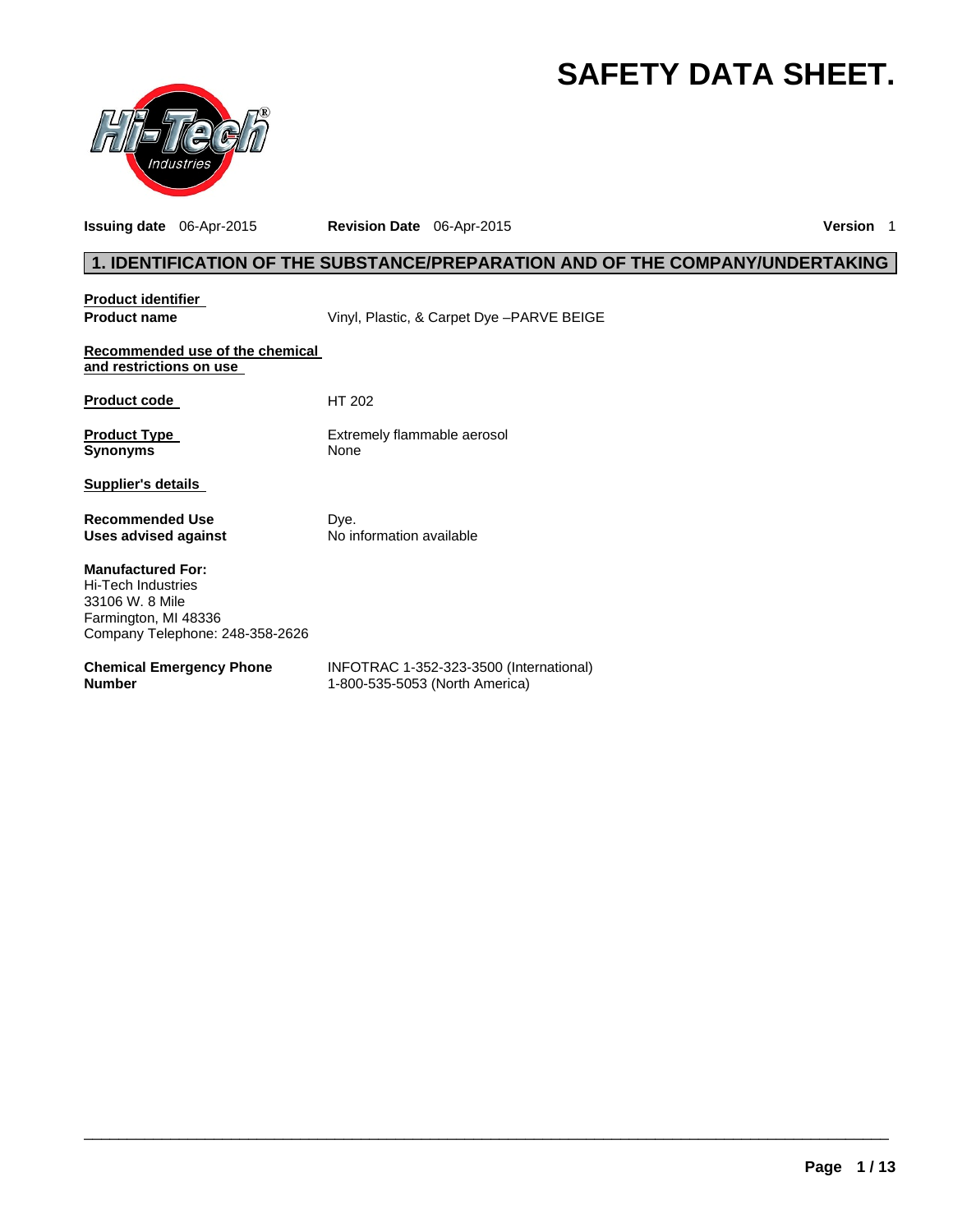# SAFETY DATA SHEET.

**Issuing date** 06-Apr-2015 **Revision Date** 06-Apr-2015 **Version** 1

## 1. IDENTIFICATION OF THE SUBSTANCE/PREPARATION AND OF THE COMPANY/UNDERTAKING

**Product identifier**

**Product name** Vinyl, Plastic, & Carpet Dye –PARVE BEIGE

**Recommended use of the chemical and restrictions on use**

**Product code** HT 202

**Product Type** Extremely flammable aerosol

**Synonyms** None

**Supplier's details**

**Recommended Use** Dye.

**Uses advised against** No information available

**Manufactured For:**
Hi-Tech Industries
33106 W. 8 Mile
Farmington, MI 48336
Company Telephone: 248-358-2626

**Chemical Emergency Phone Number** INFOTRAC 1-352-323-3500 (International)
1-800-535-5053 (North America)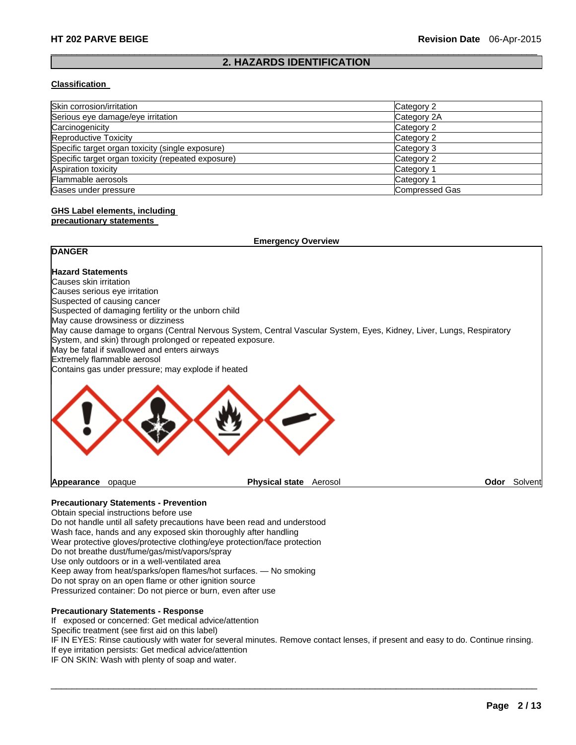## 2. HAZARDS IDENTIFICATION

**Classification**

| | |
|---|---|
| Skin corrosion/irritation | Category 2 |
| Serious eye damage/eye irritation | Category 2A |
| Carcinogenicity | Category 2 |
| Reproductive Toxicity | Category 2 |
| Specific target organ toxicity (single exposure) | Category 3 |
| Specific target organ toxicity (repeated exposure) | Category 2 |
| Aspiration toxicity | Category 1 |
| Flammable aerosols | Category 1 |
| Gases under pressure | Compressed Gas |

**GHS Label elements, including precautionary statements**

**Emergency Overview**

**DANGER**

**Hazard Statements**

Causes skin irritation
Causes serious eye irritation
Suspected of causing cancer
Suspected of damaging fertility or the unborn child
May cause drowsiness or dizziness
May cause damage to organs (Central Nervous System, Central Vascular System, Eyes, Kidney, Liver, Lungs, Respiratory System, and skin) through prolonged or repeated exposure.
May be fatal if swallowed and enters airways
Extremely flammable aerosol
Contains gas under pressure; may explode if heated

**Appearance** opaque **Physical state** Aerosol **Odor** Solvent

**Precautionary Statements - Prevention**

Obtain special instructions before use
Do not handle until all safety precautions have been read and understood
Wash face, hands and any exposed skin thoroughly after handling
Wear protective gloves/protective clothing/eye protection/face protection
Do not breathe dust/fume/gas/mist/vapors/spray
Use only outdoors or in a well-ventilated area
Keep away from heat/sparks/open flames/hot surfaces. — No smoking
Do not spray on an open flame or other ignition source
Pressurized container: Do not pierce or burn, even after use

**Precautionary Statements - Response**

If exposed or concerned: Get medical advice/attention
Specific treatment (see first aid on this label)
IF IN EYES: Rinse cautiously with water for several minutes. Remove contact lenses, if present and easy to do. Continue rinsing.
If eye irritation persists: Get medical advice/attention
IF ON SKIN: Wash with plenty of soap and water.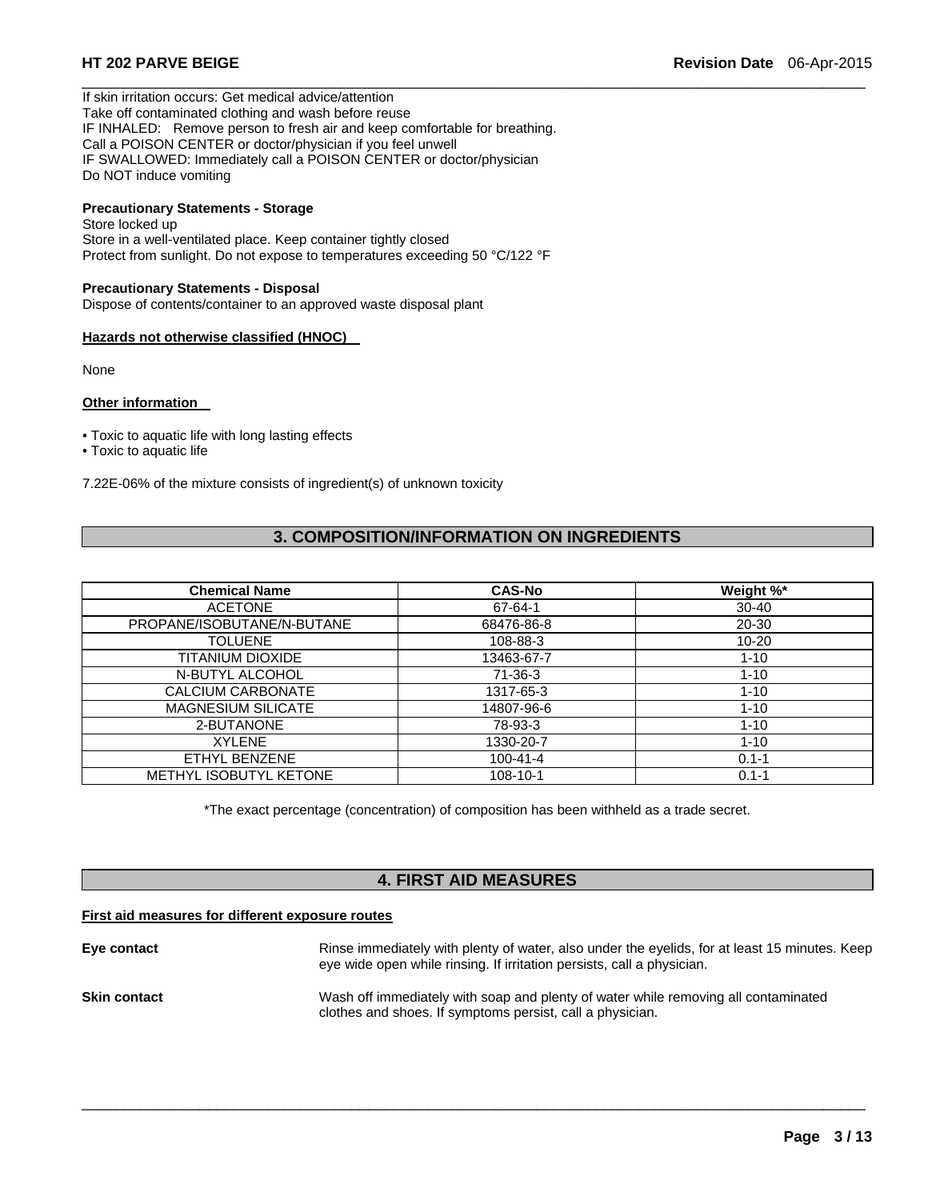If skin irritation occurs: Get medical advice/attention
Take off contaminated clothing and wash before reuse
IF INHALED: Remove person to fresh air and keep comfortable for breathing.
Call a POISON CENTER or doctor/physician if you feel unwell
IF SWALLOWED: Immediately call a POISON CENTER or doctor/physician
Do NOT induce vomiting

**Precautionary Statements - Storage**
Store locked up
Store in a well-ventilated place. Keep container tightly closed
Protect from sunlight. Do not expose to temperatures exceeding 50 °C/122 °F

**Precautionary Statements - Disposal**
Dispose of contents/container to an approved waste disposal plant

**Hazards not otherwise classified (HNOC)**

None

**Other information**

- Toxic to aquatic life with long lasting effects
- Toxic to aquatic life

7.22E-06% of the mixture consists of ingredient(s) of unknown toxicity

## 3. COMPOSITION/INFORMATION ON INGREDIENTS

| Chemical Name | CAS-No | Weight %* |
|---|---|---|
| ACETONE | 67-64-1 | 30-40 |
| PROPANE/ISOBUTANE/N-BUTANE | 68476-86-8 | 20-30 |
| TOLUENE | 108-88-3 | 10-20 |
| TITANIUM DIOXIDE | 13463-67-7 | 1-10 |
| N-BUTYL ALCOHOL | 71-36-3 | 1-10 |
| CALCIUM CARBONATE | 1317-65-3 | 1-10 |
| MAGNESIUM SILICATE | 14807-96-6 | 1-10 |
| 2-BUTANONE | 78-93-3 | 1-10 |
| XYLENE | 1330-20-7 | 1-10 |
| ETHYL BENZENE | 100-41-4 | 0.1-1 |
| METHYL ISOBUTYL KETONE | 108-10-1 | 0.1-1 |

*The exact percentage (concentration) of composition has been withheld as a trade secret.

## 4. FIRST AID MEASURES

**First aid measures for different exposure routes**

**Eye contact**
Rinse immediately with plenty of water, also under the eyelids, for at least 15 minutes. Keep eye wide open while rinsing. If irritation persists, call a physician.

**Skin contact**
Wash off immediately with soap and plenty of water while removing all contaminated clothes and shoes. If symptoms persist, call a physician.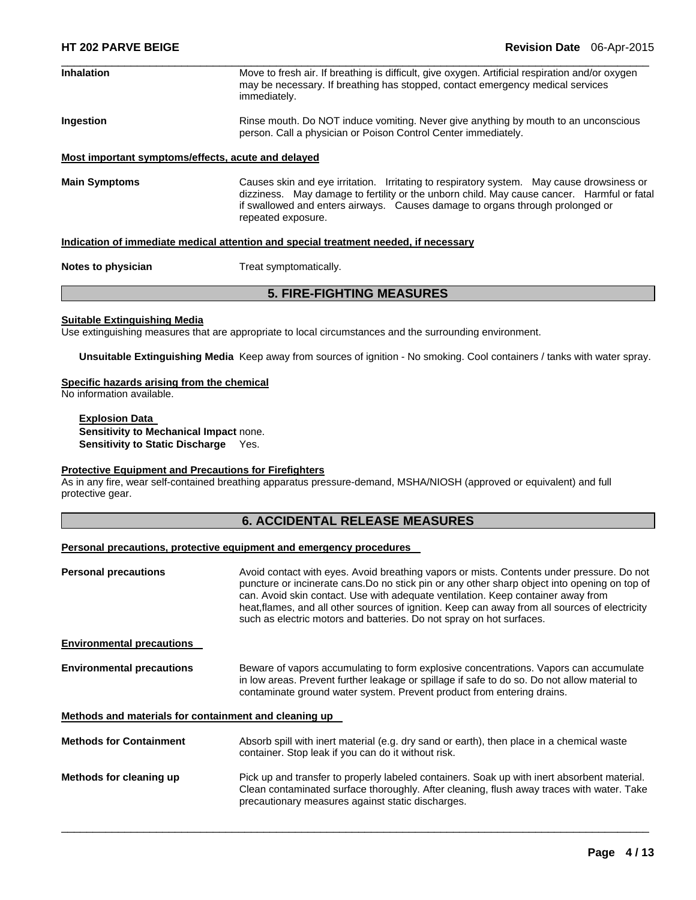**Inhalation** Move to fresh air. If breathing is difficult, give oxygen. Artificial respiration and/or oxygen may be necessary. If breathing has stopped, contact emergency medical services immediately.

**Ingestion** Rinse mouth. Do NOT induce vomiting. Never give anything by mouth to an unconscious person. Call a physician or Poison Control Center immediately.

**Most important symptoms/effects, acute and delayed**

**Main Symptoms** Causes skin and eye irritation. Irritating to respiratory system. May cause drowsiness or dizziness. May damage to fertility or the unborn child. May cause cancer. Harmful or fatal if swallowed and enters airways. Causes damage to organs through prolonged or repeated exposure.

**Indication of immediate medical attention and special treatment needed, if necessary**

**Notes to physician** Treat symptomatically.

## 5. FIRE-FIGHTING MEASURES

**Suitable Extinguishing Media**

Use extinguishing measures that are appropriate to local circumstances and the surrounding environment.

**Unsuitable Extinguishing Media** Keep away from sources of ignition - No smoking. Cool containers / tanks with water spray.

**Specific hazards arising from the chemical**

No information available.

**Explosion Data**

**Sensitivity to Mechanical Impact** none.

**Sensitivity to Static Discharge** Yes.

**Protective Equipment and Precautions for Firefighters**

As in any fire, wear self-contained breathing apparatus pressure-demand, MSHA/NIOSH (approved or equivalent) and full protective gear.

## 6. ACCIDENTAL RELEASE MEASURES

**Personal precautions, protective equipment and emergency procedures**

**Personal precautions** Avoid contact with eyes. Avoid breathing vapors or mists. Contents under pressure. Do not puncture or incinerate cans.Do no stick pin or any other sharp object into opening on top of can. Avoid skin contact. Use with adequate ventilation. Keep container away from heat,flames, and all other sources of ignition. Keep can away from all sources of electricity such as electric motors and batteries. Do not spray on hot surfaces.

**Environmental precautions**

**Environmental precautions** Beware of vapors accumulating to form explosive concentrations. Vapors can accumulate in low areas. Prevent further leakage or spillage if safe to do so. Do not allow material to contaminate ground water system. Prevent product from entering drains.

**Methods and materials for containment and cleaning up**

**Methods for Containment** Absorb spill with inert material (e.g. dry sand or earth), then place in a chemical waste container. Stop leak if you can do it without risk.

**Methods for cleaning up** Pick up and transfer to properly labeled containers. Soak up with inert absorbent material. Clean contaminated surface thoroughly. After cleaning, flush away traces with water. Take precautionary measures against static discharges.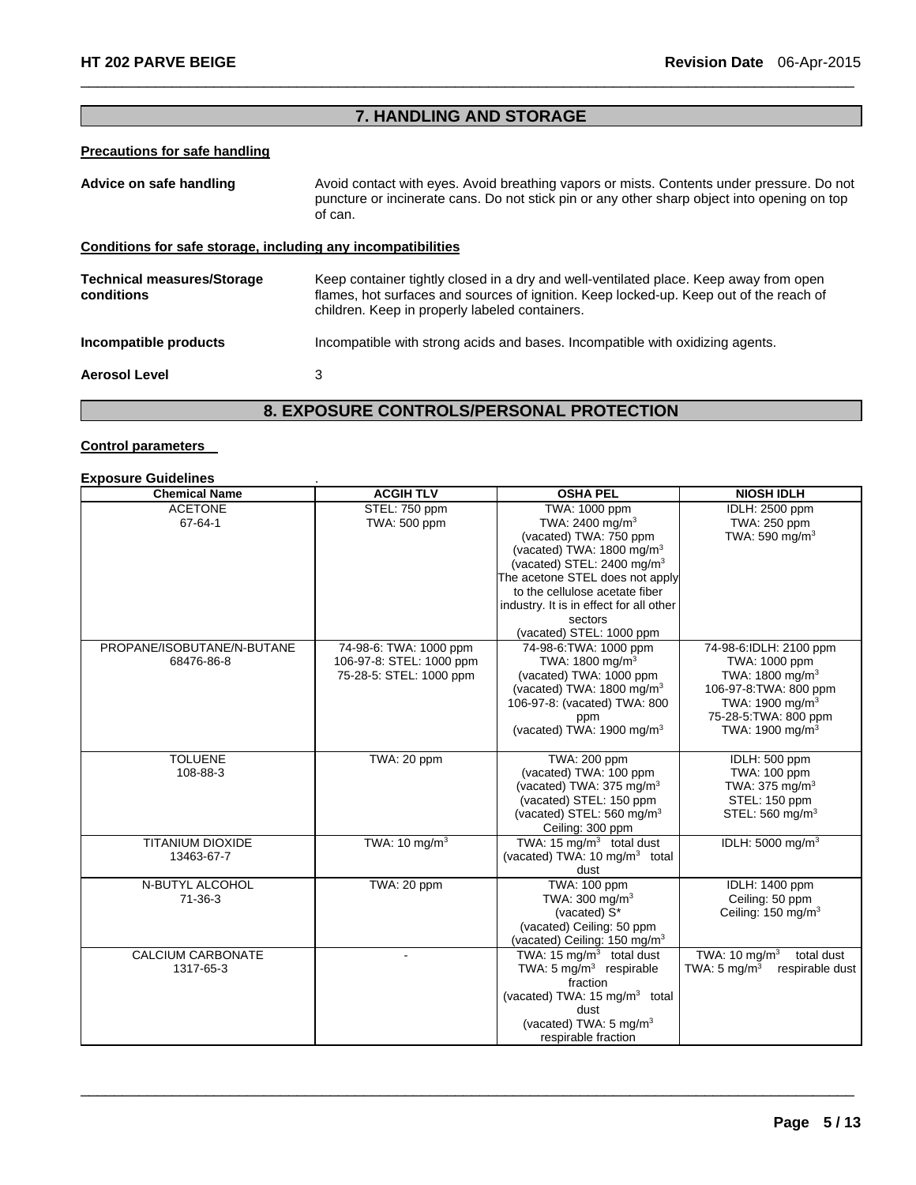## 7. HANDLING AND STORAGE

### Precautions for safe handling

**Advice on safe handling** Avoid contact with eyes. Avoid breathing vapors or mists. Contents under pressure. Do not puncture or incinerate cans. Do not stick pin or any other sharp object into opening on top of can.

### Conditions for safe storage, including any incompatibilities

**Technical measures/Storage conditions** Keep container tightly closed in a dry and well-ventilated place. Keep away from open flames, hot surfaces and sources of ignition. Keep locked-up. Keep out of the reach of children. Keep in properly labeled containers.

**Incompatible products** Incompatible with strong acids and bases. Incompatible with oxidizing agents.

**Aerosol Level** 3

## 8. EXPOSURE CONTROLS/PERSONAL PROTECTION

### Control parameters

**Exposure Guidelines** .

| Chemical Name | ACGIH TLV | OSHA PEL | NIOSH IDLH |
|---|---|---|---|
| ACETONE<br>67-64-1 | STEL: 750 ppm<br>TWA: 500 ppm | TWA: 1000 ppm<br>TWA: 2400 mg/m$^3$<br>(vacated) TWA: 750 ppm<br>(vacated) TWA: 1800 mg/m$^3$<br>(vacated) STEL: 2400 mg/m$^3$<br>The acetone STEL does not apply to the cellulose acetate fiber industry. It is in effect for all other sectors<br>(vacated) STEL: 1000 ppm | IDLH: 2500 ppm<br>TWA: 250 ppm<br>TWA: 590 mg/m$^3$ |
| PROPANE/ISOBUTANE/N-BUTANE<br>68476-86-8 | 74-98-6: TWA: 1000 ppm<br>106-97-8: STEL: 1000 ppm<br>75-28-5: STEL: 1000 ppm | 74-98-6:TWA: 1000 ppm<br>TWA: 1800 mg/m$^3$<br>(vacated) TWA: 1000 ppm<br>(vacated) TWA: 1800 mg/m$^3$<br>106-97-8: (vacated) TWA: 800 ppm<br>(vacated) TWA: 1900 mg/m$^3$ | 74-98-6:IDLH: 2100 ppm<br>TWA: 1000 ppm<br>TWA: 1800 mg/m$^3$<br>106-97-8:TWA: 800 ppm<br>TWA: 1900 mg/m$^3$<br>75-28-5:TWA: 800 ppm<br>TWA: 1900 mg/m$^3$ |
| TOLUENE<br>108-88-3 | TWA: 20 ppm | TWA: 200 ppm<br>(vacated) TWA: 100 ppm<br>(vacated) TWA: 375 mg/m$^3$<br>(vacated) STEL: 150 ppm<br>(vacated) STEL: 560 mg/m$^3$<br>Ceiling: 300 ppm | IDLH: 500 ppm<br>TWA: 100 ppm<br>TWA: 375 mg/m$^3$<br>STEL: 150 ppm<br>STEL: 560 mg/m$^3$ |
| TITANIUM DIOXIDE<br>13463-67-7 | TWA: 10 mg/m$^3$ | TWA: 15 mg/m$^3$ total dust<br>(vacated) TWA: 10 mg/m$^3$ total dust | IDLH: 5000 mg/m$^3$ |
| N-BUTYL ALCOHOL<br>71-36-3 | TWA: 20 ppm | TWA: 100 ppm<br>TWA: 300 mg/m$^3$<br>(vacated) S*<br>(vacated) Ceiling: 50 ppm<br>(vacated) Ceiling: 150 mg/m$^3$ | IDLH: 1400 ppm<br>Ceiling: 50 ppm<br>Ceiling: 150 mg/m$^3$ |
| CALCIUM CARBONATE<br>1317-65-3 | - | TWA: 15 mg/m$^3$ total dust<br>TWA: 5 mg/m$^3$ respirable fraction<br>(vacated) TWA: 15 mg/m$^3$ total dust<br>(vacated) TWA: 5 mg/m$^3$ respirable fraction | TWA: 10 mg/m$^3$ total dust<br>TWA: 5 mg/m$^3$ respirable dust |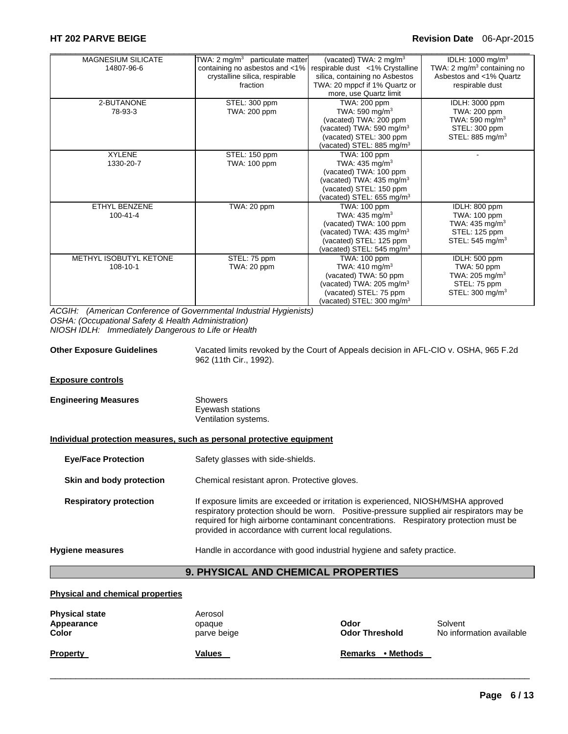| | | | |
|---|---|---|---|
| MAGNESIUM SILICATE 14807-96-6 | TWA: 2 mg/m$^3$ particulate matter containing no asbestos and <1% crystalline silica, respirable fraction | (vacated) TWA: 2 mg/m$^3$ respirable dust <1% Crystalline silica, containing no Asbestos TWA: 20 mppcf if 1% Quartz or more, use Quartz limit | IDLH: 1000 mg/m$^3$ TWA: 2 mg/m$^3$ containing no Asbestos and <1% Quartz respirable dust |
| 2-BUTANONE 78-93-3 | STEL: 300 ppm TWA: 200 ppm | TWA: 200 ppm TWA: 590 mg/m$^3$ (vacated) TWA: 200 ppm (vacated) TWA: 590 mg/m$^3$ (vacated) STEL: 300 ppm (vacated) STEL: 885 mg/m$^3$ | IDLH: 3000 ppm TWA: 200 ppm TWA: 590 mg/m$^3$ STEL: 300 ppm STEL: 885 mg/m$^3$ |
| XYLENE 1330-20-7 | STEL: 150 ppm TWA: 100 ppm | TWA: 100 ppm TWA: 435 mg/m$^3$ (vacated) TWA: 100 ppm (vacated) TWA: 435 mg/m$^3$ (vacated) STEL: 150 ppm (vacated) STEL: 655 mg/m$^3$ | - |
| ETHYL BENZENE 100-41-4 | TWA: 20 ppm | TWA: 100 ppm TWA: 435 mg/m$^3$ (vacated) TWA: 100 ppm (vacated) TWA: 435 mg/m$^3$ (vacated) STEL: 125 ppm (vacated) STEL: 545 mg/m$^3$ | IDLH: 800 ppm TWA: 100 ppm TWA: 435 mg/m$^3$ STEL: 125 ppm STEL: 545 mg/m$^3$ |
| METHYL ISOBUTYL KETONE 108-10-1 | STEL: 75 ppm TWA: 20 ppm | TWA: 100 ppm TWA: 410 mg/m$^3$ (vacated) TWA: 50 ppm (vacated) TWA: 205 mg/m$^3$ (vacated) STEL: 75 ppm (vacated) STEL: 300 mg/m$^3$ | IDLH: 500 ppm TWA: 50 ppm TWA: 205 mg/m$^3$ STEL: 75 ppm STEL: 300 mg/m$^3$ |

*ACGIH: (American Conference of Governmental Industrial Hygienists)*
*OSHA: (Occupational Safety & Health Administration)*
*NIOSH IDLH: Immediately Dangerous to Life or Health*

**Other Exposure Guidelines** Vacated limits revoked by the Court of Appeals decision in AFL-CIO v. OSHA, 965 F.2d 962 (11th Cir., 1992).

**Exposure controls**

**Engineering Measures** Showers
Eyewash stations
Ventilation systems.

**Individual protection measures, such as personal protective equipment**

**Eye/Face Protection** Safety glasses with side-shields.

**Skin and body protection** Chemical resistant apron. Protective gloves.

**Respiratory protection** If exposure limits are exceeded or irritation is experienced, NIOSH/MSHA approved respiratory protection should be worn. Positive-pressure supplied air respirators may be required for high airborne contaminant concentrations. Respiratory protection must be provided in accordance with current local regulations.

**Hygiene measures** Handle in accordance with good industrial hygiene and safety practice.

## 9. PHYSICAL AND CHEMICAL PROPERTIES

**Physical and chemical properties**

**Physical state** Aerosol
**Appearance** opaque
**Color** parve beige
**Odor** Solvent
**Odor Threshold** No information available

**Property** **Values** **Remarks • Methods**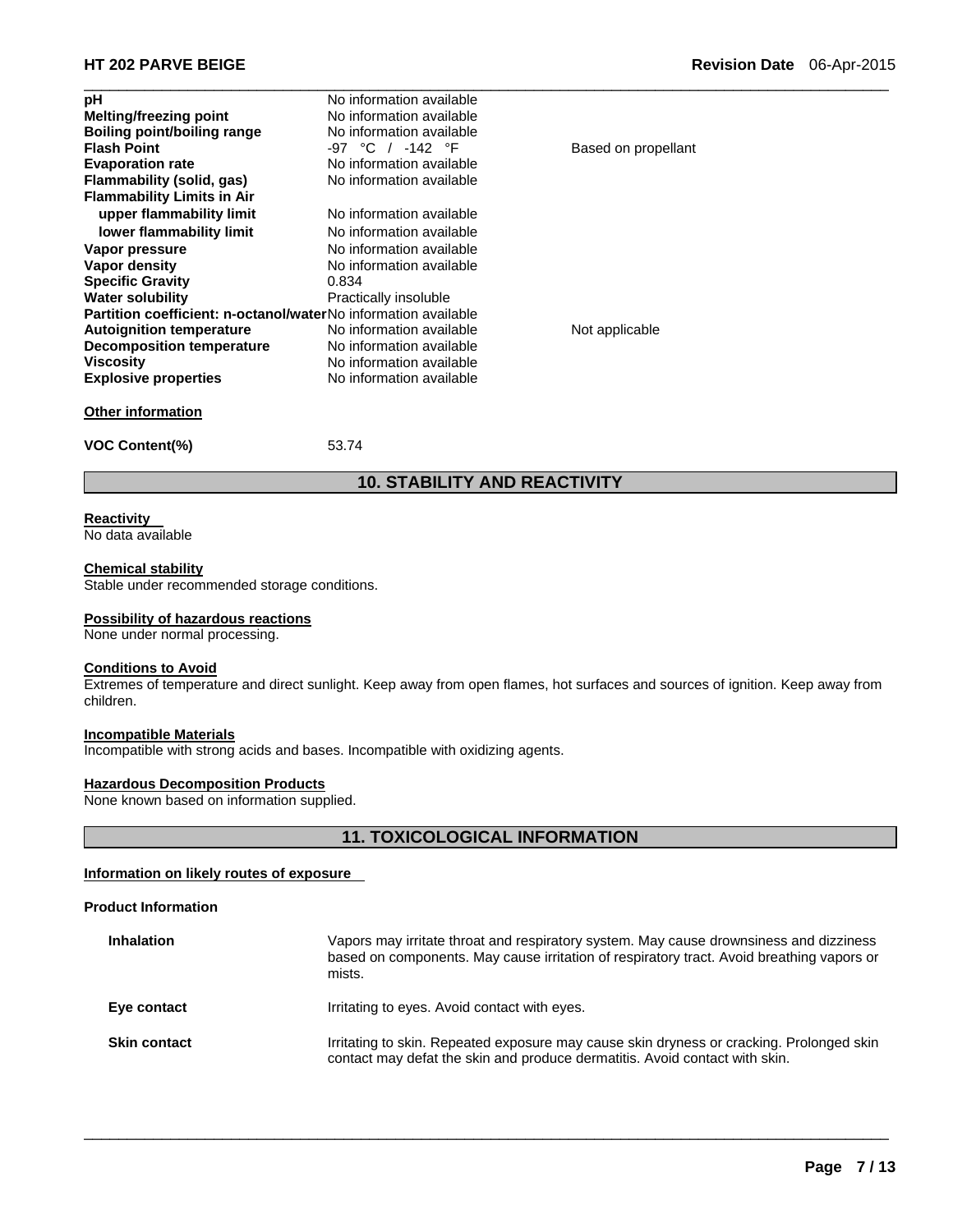| Property | Values | Remarks |
|---|---|---|
| **pH** | No information available | |
| **Melting/freezing point** | No information available | |
| **Boiling point/boiling range** | No information available | |
| **Flash Point** | -97 °C / -142 °F | Based on propellant |
| **Evaporation rate** | No information available | |
| **Flammability (solid, gas)** | No information available | |
| **Flammability Limits in Air** | | |
| **upper flammability limit** | No information available | |
| **lower flammability limit** | No information available | |
| **Vapor pressure** | No information available | |
| **Vapor density** | No information available | |
| **Specific Gravity** | 0.834 | |
| **Water solubility** | Practically insoluble | |
| **Partition coefficient: n-octanol/water** | No information available | |
| **Autoignition temperature** | No information available | Not applicable |
| **Decomposition temperature** | No information available | |
| **Viscosity** | No information available | |
| **Explosive properties** | No information available | |

**Other information**

**VOC Content(%)** 53.74

## 10. STABILITY AND REACTIVITY

**Reactivity**

No data available

**Chemical stability**

Stable under recommended storage conditions.

**Possibility of hazardous reactions**

None under normal processing.

**Conditions to Avoid**

Extremes of temperature and direct sunlight. Keep away from open flames, hot surfaces and sources of ignition. Keep away from children.

**Incompatible Materials**

Incompatible with strong acids and bases. Incompatible with oxidizing agents.

**Hazardous Decomposition Products**

None known based on information supplied.

## 11. TOXICOLOGICAL INFORMATION

**Information on likely routes of exposure**

**Product Information**

| | |
|---|---|
| **Inhalation** | Vapors may irritate throat and respiratory system. May cause drownsiness and dizziness based on components. May cause irritation of respiratory tract. Avoid breathing vapors or mists. |
| **Eye contact** | Irritating to eyes. Avoid contact with eyes. |
| **Skin contact** | Irritating to skin. Repeated exposure may cause skin dryness or cracking. Prolonged skin contact may defat the skin and produce dermatitis. Avoid contact with skin. |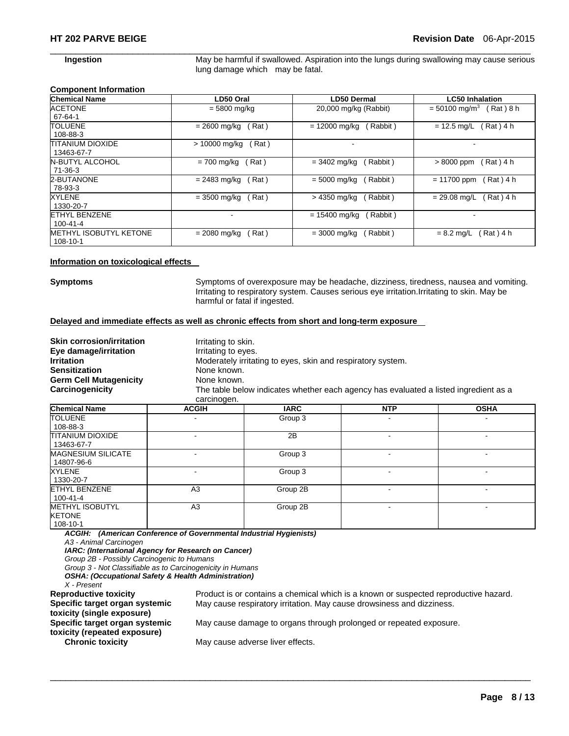**Ingestion** May be harmful if swallowed. Aspiration into the lungs during swallowing may cause serious lung damage which may be fatal.

**Component Information**

| Chemical Name | LD50 Oral | LD50 Dermal | LC50 Inhalation |
|---|---|---|---|
| ACETONE 67-64-1 | = 5800 mg/kg | 20,000 mg/kg (Rabbit) | = 50100 $mg/m^3$ ( Rat ) 8 h |
| TOLUENE 108-88-3 | = 2600 mg/kg ( Rat ) | = 12000 mg/kg ( Rabbit ) | = 12.5 mg/L ( Rat ) 4 h |
| TITANIUM DIOXIDE 13463-67-7 | > 10000 mg/kg ( Rat ) | - | - |
| N-BUTYL ALCOHOL 71-36-3 | = 700 mg/kg ( Rat ) | = 3402 mg/kg ( Rabbit ) | > 8000 ppm ( Rat ) 4 h |
| 2-BUTANONE 78-93-3 | = 2483 mg/kg ( Rat ) | = 5000 mg/kg ( Rabbit ) | = 11700 ppm ( Rat ) 4 h |
| XYLENE 1330-20-7 | = 3500 mg/kg ( Rat ) | > 4350 mg/kg ( Rabbit ) | = 29.08 mg/L ( Rat ) 4 h |
| ETHYL BENZENE 100-41-4 | - | = 15400 mg/kg ( Rabbit ) | - |
| METHYL ISOBUTYL KETONE 108-10-1 | = 2080 mg/kg ( Rat ) | = 3000 mg/kg ( Rabbit ) | = 8.2 mg/L ( Rat ) 4 h |

**Information on toxicological effects**

**Symptoms** Symptoms of overexposure may be headache, dizziness, tiredness, nausea and vomiting. Irritating to respiratory system. Causes serious eye irritation.Irritating to skin. May be harmful or fatal if ingested.

**Delayed and immediate effects as well as chronic effects from short and long-term exposure**

**Skin corrosion/irritation** Irritating to skin.
**Eye damage/irritation** Irritating to eyes.
**Irritation** Moderately irritating to eyes, skin and respiratory system.
**Sensitization** None known.
**Germ Cell Mutagenicity** None known.
**Carcinogenicity** The table below indicates whether each agency has evaluated a listed ingredient as a carcinogen.

| Chemical Name | ACGIH | IARC | NTP | OSHA |
|---|---|---|---|---|
| TOLUENE 108-88-3 | - | Group 3 | - | - |
| TITANIUM DIOXIDE 13463-67-7 | - | 2B | - | - |
| MAGNESIUM SILICATE 14807-96-6 | - | Group 3 | - | - |
| XYLENE 1330-20-7 | - | Group 3 | - | - |
| ETHYL BENZENE 100-41-4 | A3 | Group 2B | - | - |
| METHYL ISOBUTYL KETONE 108-10-1 | A3 | Group 2B | - | - |

***ACGIH: (American Conference of Governmental Industrial Hygienists)***
*A3 - Animal Carcinogen*
***IARC: (International Agency for Research on Cancer)***
*Group 2B - Possibly Carcinogenic to Humans*
*Group 3 - Not Classifiable as to Carcinogenicity in Humans*
***OSHA: (Occupational Safety & Health Administration)***
*X - Present*

**Reproductive toxicity** Product is or contains a chemical which is a known or suspected reproductive hazard.
**Specific target organ systemic toxicity (single exposure)** May cause respiratory irritation. May cause drowsiness and dizziness.
**Specific target organ systemic toxicity (repeated exposure)** May cause damage to organs through prolonged or repeated exposure.
**Chronic toxicity** May cause adverse liver effects.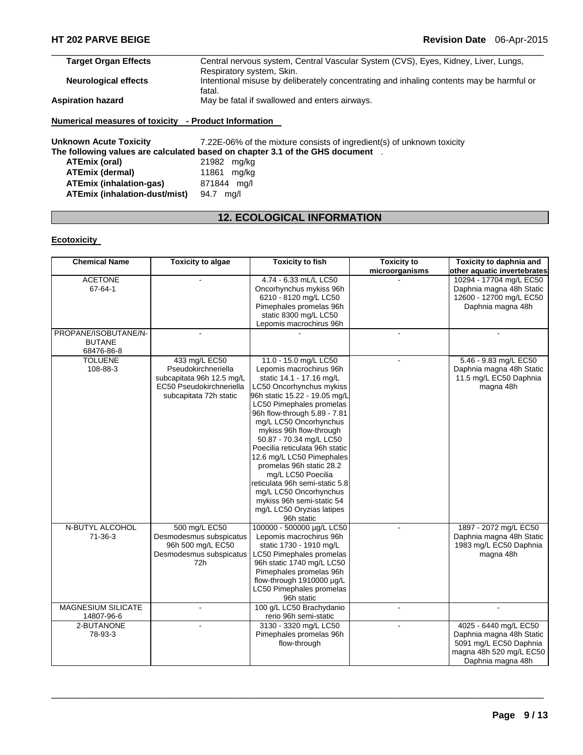| | |
|---|---|
| **Target Organ Effects** | Central nervous system, Central Vascular System (CVS), Eyes, Kidney, Liver, Lungs, Respiratory system, Skin. |
| **Neurological effects** | Intentional misuse by deliberately concentrating and inhaling contents may be harmful or fatal. |
| **Aspiration hazard** | May be fatal if swallowed and enters airways. |

**Numerical measures of toxicity - Product Information**

**Unknown Acute Toxicity** 7.22E-06% of the mixture consists of ingredient(s) of unknown toxicity

**The following values are calculated based on chapter 3.1 of the GHS document** .

| | |
|---|---|
| **ATEmix (oral)** | 21982 mg/kg |
| **ATEmix (dermal)** | 11861 mg/kg |
| **ATEmix (inhalation-gas)** | 871844 mg/l |
| **ATEmix (inhalation-dust/mist)** | 94.7 mg/l |

## 12. ECOLOGICAL INFORMATION

**Ecotoxicity**

| Chemical Name | Toxicity to algae | Toxicity to fish | Toxicity to microorganisms | Toxicity to daphnia and other aquatic invertebrates |
|---|---|---|---|---|
| ACETONE 67-64-1 | - | 4.74 - 6.33 mL/L LC50 Oncorhynchus mykiss 96h 6210 - 8120 mg/L LC50 Pimephales promelas 96h static 8300 mg/L LC50 Lepomis macrochirus 96h | - | 10294 - 17704 mg/L EC50 Daphnia magna 48h Static 12600 - 12700 mg/L EC50 Daphnia magna 48h |
| PROPANE/ISOBUTANE/N-BUTANE 68476-86-8 | - | - | - | - |
| TOLUENE 108-88-3 | 433 mg/L EC50 Pseudokirchneriella subcapitata 96h 12.5 mg/L EC50 Pseudokirchneriella subcapitata 72h static | 11.0 - 15.0 mg/L LC50 Lepomis macrochirus 96h static 14.1 - 17.16 mg/L LC50 Oncorhynchus mykiss 96h static 15.22 - 19.05 mg/L LC50 Pimephales promelas 96h flow-through 5.89 - 7.81 mg/L LC50 Oncorhynchus mykiss 96h flow-through 50.87 - 70.34 mg/L LC50 Poecilia reticulata 96h static 12.6 mg/L LC50 Pimephales promelas 96h static 28.2 mg/L LC50 Poecilia reticulata 96h semi-static 5.8 mg/L LC50 Oncorhynchus mykiss 96h semi-static 54 mg/L LC50 Oryzias latipes 96h static | - | 5.46 - 9.83 mg/L EC50 Daphnia magna 48h Static 11.5 mg/L EC50 Daphnia magna 48h |
| N-BUTYL ALCOHOL 71-36-3 | 500 mg/L EC50 Desmodesmus subspicatus 96h 500 mg/L EC50 Desmodesmus subspicatus 72h | 100000 - 500000 µg/L LC50 Lepomis macrochirus 96h static 1730 - 1910 mg/L LC50 Pimephales promelas 96h static 1740 mg/L LC50 Pimephales promelas 96h flow-through 1910000 µg/L LC50 Pimephales promelas 96h static | - | 1897 - 2072 mg/L EC50 Daphnia magna 48h Static 1983 mg/L EC50 Daphnia magna 48h |
| MAGNESIUM SILICATE 14807-96-6 | - | 100 g/L LC50 Brachydanio rerio 96h semi-static | - | - |
| 2-BUTANONE 78-93-3 | - | 3130 - 3320 mg/L LC50 Pimephales promelas 96h flow-through | - | 4025 - 6440 mg/L EC50 Daphnia magna 48h Static 5091 mg/L EC50 Daphnia magna 48h 520 mg/L EC50 Daphnia magna 48h |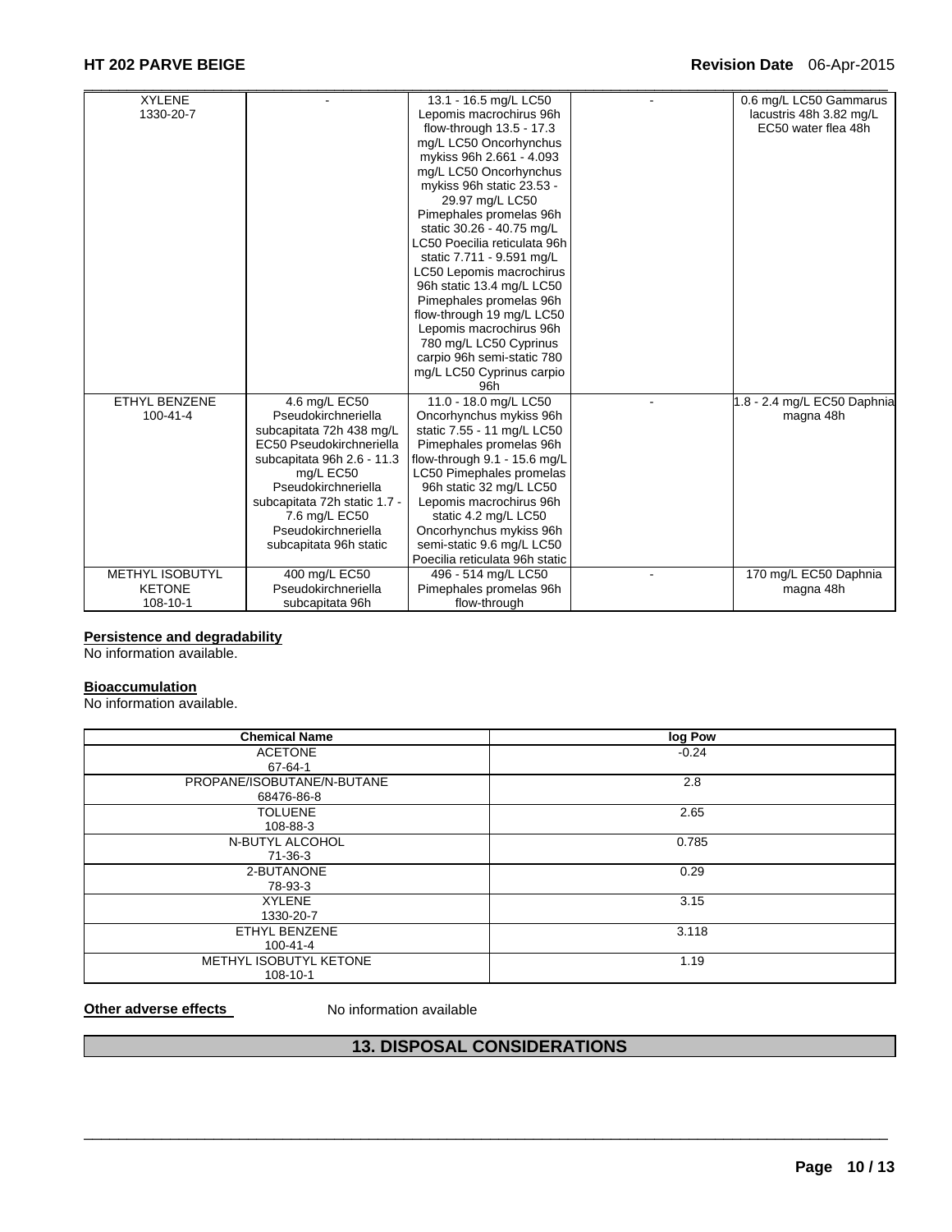| | | | | |
|---|---|---|---|---|
| XYLENE<br>1330-20-7 | - | 13.1 - 16.5 mg/L LC50 Lepomis macrochirus 96h flow-through 13.5 - 17.3 mg/L LC50 Oncorhynchus mykiss 96h 2.661 - 4.093 mg/L LC50 Oncorhynchus mykiss 96h static 23.53 - 29.97 mg/L LC50 Pimephales promelas 96h static 30.26 - 40.75 mg/L LC50 Poecilia reticulata 96h static 7.711 - 9.591 mg/L LC50 Lepomis macrochirus 96h static 13.4 mg/L LC50 Pimephales promelas 96h flow-through 19 mg/L LC50 Lepomis macrochirus 96h 780 mg/L LC50 Cyprinus carpio 96h semi-static 780 mg/L LC50 Cyprinus carpio 96h | - | 0.6 mg/L LC50 Gammarus lacustris 48h 3.82 mg/L EC50 water flea 48h |
| ETHYL BENZENE<br>100-41-4 | 4.6 mg/L EC50 Pseudokirchneriella subcapitata 72h 438 mg/L EC50 Pseudokirchneriella subcapitata 96h 2.6 - 11.3 mg/L EC50 Pseudokirchneriella subcapitata 72h static 1.7 - 7.6 mg/L EC50 Pseudokirchneriella subcapitata 96h static | 11.0 - 18.0 mg/L LC50 Oncorhynchus mykiss 96h static 7.55 - 11 mg/L LC50 Pimephales promelas 96h flow-through 9.1 - 15.6 mg/L LC50 Pimephales promelas 96h static 32 mg/L LC50 Lepomis macrochirus 96h static 4.2 mg/L LC50 Oncorhynchus mykiss 96h semi-static 9.6 mg/L LC50 Poecilia reticulata 96h static | - | 1.8 - 2.4 mg/L EC50 Daphnia magna 48h |
| METHYL ISOBUTYL KETONE<br>108-10-1 | 400 mg/L EC50 Pseudokirchneriella subcapitata 96h | 496 - 514 mg/L LC50 Pimephales promelas 96h flow-through | - | 170 mg/L EC50 Daphnia magna 48h |

**Persistence and degradability**

No information available.

**Bioaccumulation**

No information available.

| Chemical Name | log Pow |
|---|---|
| ACETONE<br>67-64-1 | -0.24 |
| PROPANE/ISOBUTANE/N-BUTANE<br>68476-86-8 | 2.8 |
| TOLUENE<br>108-88-3 | 2.65 |
| N-BUTYL ALCOHOL<br>71-36-3 | 0.785 |
| 2-BUTANONE<br>78-93-3 | 0.29 |
| XYLENE<br>1330-20-7 | 3.15 |
| ETHYL BENZENE<br>100-41-4 | 3.118 |
| METHYL ISOBUTYL KETONE<br>108-10-1 | 1.19 |

**Other adverse effects** No information available

## 13. DISPOSAL CONSIDERATIONS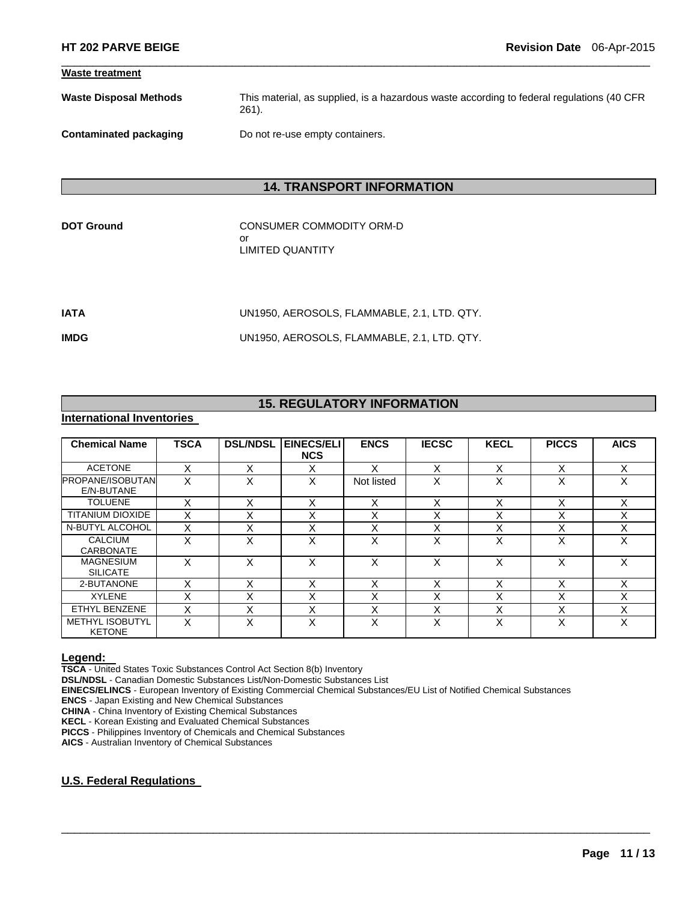**Waste treatment**

**Waste Disposal Methods** This material, as supplied, is a hazardous waste according to federal regulations (40 CFR 261).

**Contaminated packaging** Do not re-use empty containers.

## 14. TRANSPORT INFORMATION

**DOT Ground** CONSUMER COMMODITY ORM-D
or
LIMITED QUANTITY

**IATA** UN1950, AEROSOLS, FLAMMABLE, 2.1, LTD. QTY.

**IMDG** UN1950, AEROSOLS, FLAMMABLE, 2.1, LTD. QTY.

## 15. REGULATORY INFORMATION

**International Inventories**

| Chemical Name | TSCA | DSL/NDSL | EINECS/ELINCS | ENCS | IECSC | KECL | PICCS | AICS |
|---|---|---|---|---|---|---|---|---|
| ACETONE | X | X | X | X | X | X | X | X |
| PROPANE/ISOBUTANE/N-BUTANE | X | X | X | Not listed | X | X | X | X |
| TOLUENE | X | X | X | X | X | X | X | X |
| TITANIUM DIOXIDE | X | X | X | X | X | X | X | X |
| N-BUTYL ALCOHOL | X | X | X | X | X | X | X | X |
| CALCIUM CARBONATE | X | X | X | X | X | X | X | X |
| MAGNESIUM SILICATE | X | X | X | X | X | X | X | X |
| 2-BUTANONE | X | X | X | X | X | X | X | X |
| XYLENE | X | X | X | X | X | X | X | X |
| ETHYL BENZENE | X | X | X | X | X | X | X | X |
| METHYL ISOBUTYL KETONE | X | X | X | X | X | X | X | X |

**Legend:**

**TSCA** - United States Toxic Substances Control Act Section 8(b) Inventory
**DSL/NDSL** - Canadian Domestic Substances List/Non-Domestic Substances List
**EINECS/ELINCS** - European Inventory of Existing Commercial Chemical Substances/EU List of Notified Chemical Substances
**ENCS** - Japan Existing and New Chemical Substances
**CHINA** - China Inventory of Existing Chemical Substances
**KECL** - Korean Existing and Evaluated Chemical Substances
**PICCS** - Philippines Inventory of Chemicals and Chemical Substances
**AICS** - Australian Inventory of Chemical Substances

**U.S. Federal Regulations**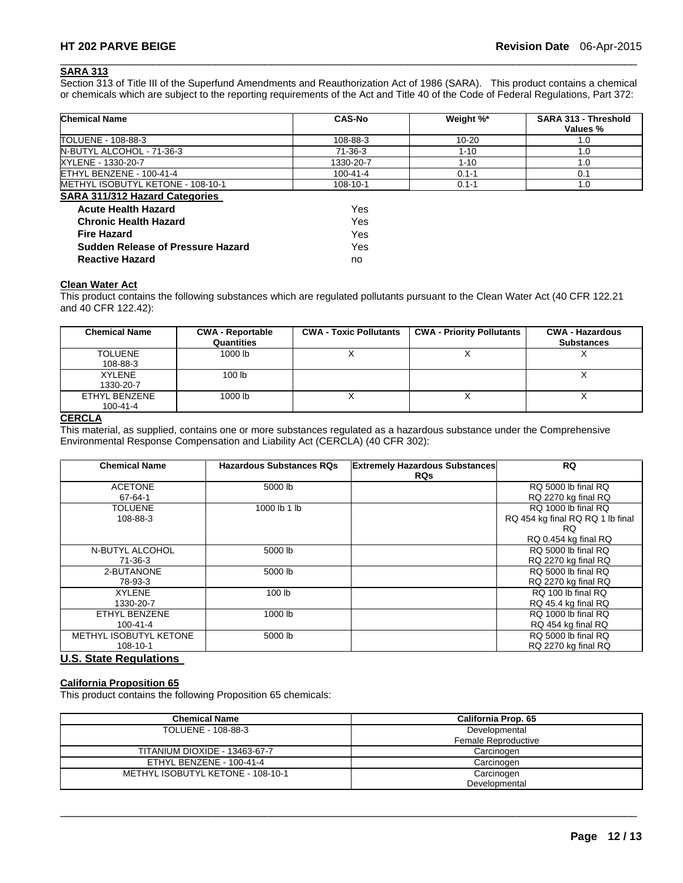## SARA 313

Section 313 of Title III of the Superfund Amendments and Reauthorization Act of 1986 (SARA). This product contains a chemical or chemicals which are subject to the reporting requirements of the Act and Title 40 of the Code of Federal Regulations, Part 372:

| Chemical Name | CAS-No | Weight %* | SARA 313 - Threshold Values % |
|---|---|---|---|
| TOLUENE - 108-88-3 | 108-88-3 | 10-20 | 1.0 |
| N-BUTYL ALCOHOL - 71-36-3 | 71-36-3 | 1-10 | 1.0 |
| XYLENE - 1330-20-7 | 1330-20-7 | 1-10 | 1.0 |
| ETHYL BENZENE - 100-41-4 | 100-41-4 | 0.1-1 | 0.1 |
| METHYL ISOBUTYL KETONE - 108-10-1 | 108-10-1 | 0.1-1 | 1.0 |

### SARA 311/312 Hazard Categories

| | |
|---|---|
| **Acute Health Hazard** | Yes |
| **Chronic Health Hazard** | Yes |
| **Fire Hazard** | Yes |
| **Sudden Release of Pressure Hazard** | Yes |
| **Reactive Hazard** | no |

## Clean Water Act

This product contains the following substances which are regulated pollutants pursuant to the Clean Water Act (40 CFR 122.21 and 40 CFR 122.42):

| Chemical Name | CWA - Reportable Quantities | CWA - Toxic Pollutants | CWA - Priority Pollutants | CWA - Hazardous Substances |
|---|---|---|---|---|
| TOLUENE 108-88-3 | 1000 lb | X | X | X |
| XYLENE 1330-20-7 | 100 lb | | | X |
| ETHYL BENZENE 100-41-4 | 1000 lb | X | X | X |

## CERCLA

This material, as supplied, contains one or more substances regulated as a hazardous substance under the Comprehensive Environmental Response Compensation and Liability Act (CERCLA) (40 CFR 302):

| Chemical Name | Hazardous Substances RQs | Extremely Hazardous Substances RQs | RQ |
|---|---|---|---|
| ACETONE 67-64-1 | 5000 lb | | RQ 5000 lb final RQ RQ 2270 kg final RQ |
| TOLUENE 108-88-3 | 1000 lb 1 lb | | RQ 1000 lb final RQ RQ 454 kg final RQ RQ 1 lb final RQ RQ 0.454 kg final RQ |
| N-BUTYL ALCOHOL 71-36-3 | 5000 lb | | RQ 5000 lb final RQ RQ 2270 kg final RQ |
| 2-BUTANONE 78-93-3 | 5000 lb | | RQ 5000 lb final RQ RQ 2270 kg final RQ |
| XYLENE 1330-20-7 | 100 lb | | RQ 100 lb final RQ RQ 45.4 kg final RQ |
| ETHYL BENZENE 100-41-4 | 1000 lb | | RQ 1000 lb final RQ RQ 454 kg final RQ |
| METHYL ISOBUTYL KETONE 108-10-1 | 5000 lb | | RQ 5000 lb final RQ RQ 2270 kg final RQ |

## U.S. State Regulations

### California Proposition 65

This product contains the following Proposition 65 chemicals:

| Chemical Name | California Prop. 65 |
|---|---|
| TOLUENE - 108-88-3 | Developmental Female Reproductive |
| TITANIUM DIOXIDE - 13463-67-7 | Carcinogen |
| ETHYL BENZENE - 100-41-4 | Carcinogen |
| METHYL ISOBUTYL KETONE - 108-10-1 | Carcinogen Developmental |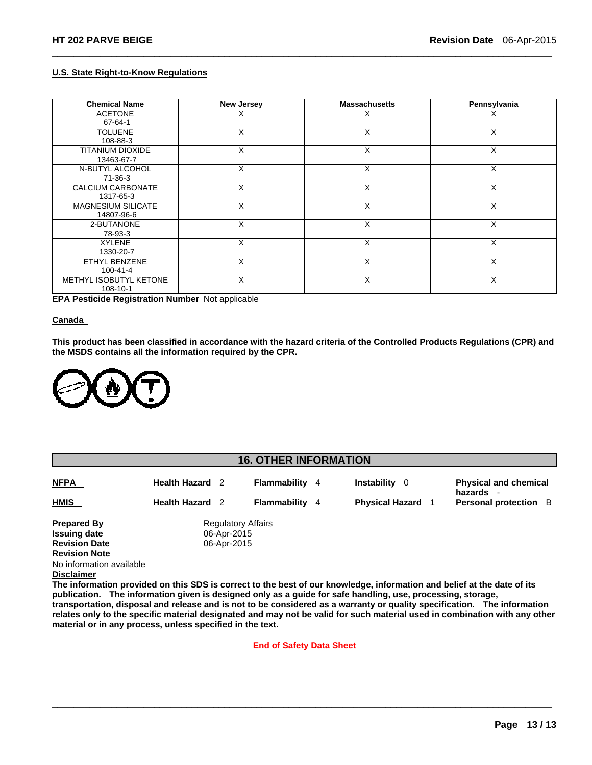### U.S. State Right-to-Know Regulations

| Chemical Name | New Jersey | Massachusetts | Pennsylvania |
|---|---|---|---|
| ACETONE<br>67-64-1 | X | X | X |
| TOLUENE<br>108-88-3 | X | X | X |
| TITANIUM DIOXIDE<br>13463-67-7 | X | X | X |
| N-BUTYL ALCOHOL<br>71-36-3 | X | X | X |
| CALCIUM CARBONATE<br>1317-65-3 | X | X | X |
| MAGNESIUM SILICATE<br>14807-96-6 | X | X | X |
| 2-BUTANONE<br>78-93-3 | X | X | X |
| XYLENE<br>1330-20-7 | X | X | X |
| ETHYL BENZENE<br>100-41-4 | X | X | X |
| METHYL ISOBUTYL KETONE<br>108-10-1 | X | X | X |

**EPA Pesticide Registration Number** Not applicable

### Canada

**This product has been classified in accordance with the hazard criteria of the Controlled Products Regulations (CPR) and the MSDS contains all the information required by the CPR.**

## 16. OTHER INFORMATION

| | | | | |
|---|---|---|---|---|
| **NFPA** | **Health Hazard** 2 | **Flammability** 4 | **Instability** 0 | **Physical and chemical hazards** - |
| **HMIS** | **Health Hazard** 2 | **Flammability** 4 | **Physical Hazard** 1 | **Personal protection** B |

**Prepared By** Regulatory Affairs
**Issuing date** 06-Apr-2015
**Revision Date** 06-Apr-2015
**Revision Note**
No information available

**Disclaimer**

**The information provided on this SDS is correct to the best of our knowledge, information and belief at the date of its publication. The information given is designed only as a guide for safe handling, use, processing, storage, transportation, disposal and release and is not to be considered as a warranty or quality specification. The information relates only to the specific material designated and may not be valid for such material used in combination with any other material or in any process, unless specified in the text.**

**End of Safety Data Sheet**